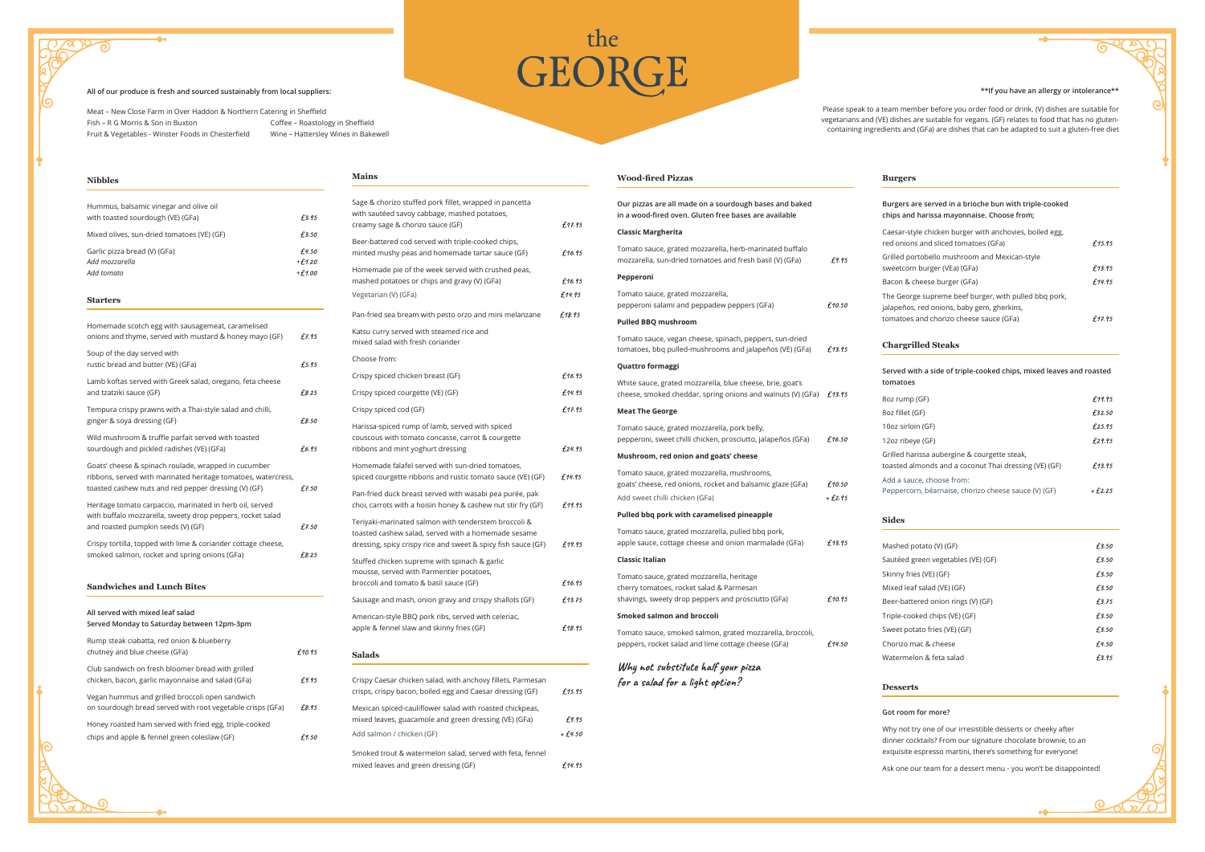# the GEORGE

All of our produce is fresh and sourced sustainably from local suppliers:

Meat – New Close Farm in Over Haddon & Northern Catering in Sheffield
Fish – R G Morris & Son in Buxton
Fruit & Vegetables - Winster Foods in Chesterfield
Coffee – Roastology in Sheffield
Wine – Hattersley Wines in Bakewell

**If you have an allergy or intolerance**

Please speak to a team member before you order food or drink. (V) dishes are suitable for vegetarians and (VE) dishes are suitable for vegans. (GF) relates to food that has no gluten-containing ingredients and (GFa) are dishes that can be adapted to suit a gluten-free diet

## Nibbles

| | |
|---|---|
| Hummus, balsamic vinegar and olive oil with toasted sourdough (VE) (GFa) | £3.95 |
| Mixed olives, sun-dried tomatoes (VE) (GF) | £3.50 |
| Garlic pizza bread (V) (GFa) | £4.50 |
| *Add mozzarella* | +£1.20 |
| *Add tomato* | +£1.00 |

## Starters

| | |
|---|---|
| Homemade scotch egg with sausagemeat, caramelised onions and thyme, served with mustard & honey mayo (GF) | £7.95 |
| Soup of the day served with rustic bread and butter (VE) (GFa) | £5.95 |
| Lamb koftas served with Greek salad, oregano, feta cheese and tzatziki sauce (GF) | £8.25 |
| Tempura crispy prawns with a Thai-style salad and chilli, ginger & soya dressing (GF) | £8.50 |
| Wild mushroom & truffle parfait served with toasted sourdough and pickled radishes (VE) (GFa) | £6.95 |
| Goats' cheese & spinach roulade, wrapped in cucumber ribbons, served with marinated heritage tomatoes, watercress, toasted cashew nuts and red pepper dressing (V) (GF) | £7.50 |
| Heritage tomato carpaccio, marinated in herb oil, served with buffalo mozzarella, sweety drop peppers, rocket salad and roasted pumpkin seeds (V) (GF) | £7.50 |
| Crispy tortilla, topped with lime & coriander cottage cheese, smoked salmon, rocket and spring onions (GFa) | £8.25 |

## Sandwiches and Lunch Bites

**All served with mixed leaf salad**
**Served Monday to Saturday between 12pm-3pm**

| | |
|---|---|
| Rump steak ciabatta, red onion & blueberry chutney and blue cheese (GFa) | £10.95 |
| Club sandwich on fresh bloomer bread with grilled chicken, bacon, garlic mayonnaise and salad (GFa) | £9.95 |
| Vegan hummus and grilled broccoli open sandwich on sourdough bread served with root vegetable crisps (GFa) | £8.95 |
| Honey roasted ham served with fried egg, triple-cooked chips and apple & fennel green coleslaw (GF) | £9.50 |

## Mains

| | |
|---|---|
| Sage & chorizo stuffed pork fillet, wrapped in pancetta with sautéed savoy cabbage, mashed potatoes, creamy sage & chorizo sauce (GF) | £17.95 |
| Beer-battered cod served with triple-cooked chips, minted mushy peas and homemade tartar sauce (GF) | £16.95 |
| Homemade pie of the week served with crushed peas, mashed potatoes or chips and gravy (V) (GFa) | £16.95 |
| Vegetarian (V) (GFa) | £14.95 |
| Pan-fried sea bream with pesto orzo and mini melanzane | £18.95 |
| Katsu curry served with steamed rice and mixed salad with fresh coriander | |
| Choose from: | |
| Crispy spiced chicken breast (GF) | £16.95 |
| Crispy spiced courgette (VE) (GF) | £14.95 |
| Crispy spiced cod (GF) | £17.95 |
| Harissa-spiced rump of lamb, served with spiced couscous with tomato concasse, carrot & courgette ribbons and mint yoghurt dressing | £24.95 |
| Homemade falafel served with sun-dried tomatoes, spiced courgette ribbons and rustic tomato sauce (VE) (GF) | £14.95 |
| Pan-fried duck breast served with wasabi pea purée, pak choi, carrots with a hoisin honey & cashew nut stir fry (GF) | £19.95 |
| Teriyaki-marinated salmon with tenderstem broccoli & toasted cashew salad, served with a homemade sesame dressing, spicy crispy rice and sweet & spicy fish sauce (GF) | £19.95 |
| Stuffed chicken supreme with spinach & garlic mousse, served with Parmentier potatoes, broccoli and tomato & basil sauce (GF) | £16.95 |
| Sausage and mash, onion gravy and crispy shallots (GF) | £13.95 |
| American-style BBQ pork ribs, served with celeriac, apple & fennel slaw and skinny fries (GF) | £18.95 |

## Salads

| | |
|---|---|
| Crispy Caesar chicken salad, with anchovy fillets, Parmesan crisps, crispy bacon, boiled egg and Caesar dressing (GF) | £15.95 |
| Mexican spiced-cauliflower salad with roasted chickpeas, mixed leaves, guacamole and green dressing (VE) (GFa) | £9.95 |
| Add salmon / chicken (GF) | + £4.50 |
| Smoked trout & watermelon salad, served with feta, fennel mixed leaves and green dressing (GF) | £14.95 |

## Wood-fired Pizzas

**Our pizzas are all made on a sourdough bases and baked in a wood-fired oven. Gluten free bases are available**

| | |
|---|---|
| **Classic Margherita** | |
| Tomato sauce, grated mozzarella, herb-marinated buffalo mozzarella, sun-dried tomatoes and fresh basil (V) (GFa) | £9.95 |
| **Pepperoni** | |
| Tomato sauce, grated mozzarella, pepperoni salami and peppadew peppers (GFa) | £10.50 |
| **Pulled BBQ mushroom** | |
| Tomato sauce, vegan cheese, spinach, peppers, sun-dried tomatoes, bbq pulled-mushrooms and jalapeños (VE) (GFa) | £13.95 |
| **Quattro formaggi** | |
| White sauce, grated mozzarella, blue cheese, brie, goat's cheese, smoked cheddar, spring onions and walnuts (V) (GFa) | £13.95 |
| **Meat The George** | |
| Tomato sauce, grated mozzarella, pork belly, pepperoni, sweet chilli chicken, prosciutto, jalapeños (GFa) | £16.50 |
| **Mushroom, red onion and goats' cheese** | |
| Tomato sauce, grated mozzarella, mushrooms, goats' cheese, red onions, rocket and balsamic glaze (GFa) | £10.50 |
| Add sweet chilli chicken (GFa) | + £2.95 |
| **Pulled bbq pork with caramelised pineapple** | |
| Tomato sauce, grated mozzarella, pulled bbq pork, apple sauce, cottage cheese and onion marmalade (GFa) | £13.95 |
| **Classic Italian** | |
| Tomato sauce, grated mozzarella, heritage cherry tomatoes, rocket salad & Parmesan shavings, sweety drop peppers and prosciutto (GFa) | £10.95 |
| **Smoked salmon and broccoli** | |
| Tomato sauce, smoked salmon, grated mozzarella, broccoli, peppers, rocket salad and lime cottage cheese (GFa) | £14.50 |

*Why not substitute half your pizza for a salad for a light option?*

## Burgers

**Burgers are served in a brioche bun with triple-cooked chips and harissa mayonnaise. Choose from;**

| | |
|---|---|
| Caesar-style chicken burger with anchovies, boiled egg, red onions and sliced tomatoes (GFa) | £15.95 |
| Grilled portobello mushroom and Mexican-style sweetcorn burger (VEa) (GFa) | £13.95 |
| Bacon & cheese burger (GFa) | £14.95 |
| The George supreme beef burger, with pulled bbq pork, jalapeños, red onions, baby gem, gherkins, tomatoes and chorizo cheese sauce (GFa) | £17.95 |

## Chargrilled Steaks

**Served with a side of triple-cooked chips, mixed leaves and roasted tomatoes**

| | |
|---|---|
| 8oz rump (GF) | £19.95 |
| 8oz fillet (GF) | £32.50 |
| 10oz sirloin (GF) | £25.95 |
| 12oz ribeye (GF) | £29.95 |
| Grilled harissa aubergine & courgette steak, toasted almonds and a coconut Thai dressing (VE) (GF) | £13.95 |
| Add a sauce, choose from: Peppercorn, béarnaise, chorizo cheese sauce (V) (GF) | + £2.25 |

## Sides

| | |
|---|---|
| Mashed potato (V) (GF) | £3.50 |
| Sautéed green vegetables (VE) (GF) | £3.50 |
| Skinny fries (VE) (GF) | £3.50 |
| Mixed leaf salad (VE) (GF) | £3.50 |
| Beer-battered onion rings (V) (GF) | £3.75 |
| Triple-cooked chips (VE) (GF) | £3.50 |
| Sweet potato fries (VE) (GF) | £3.50 |
| Chorizo mac & cheese | £4.50 |
| Watermelon & feta salad | £3.95 |

## Desserts

**Got room for more?**

Why not try one of our irresistible desserts or cheeky after dinner cocktails? From our signature chocolate brownie, to an exquisite espresso martini, there's something for everyone!

Ask one our team for a dessert menu - you won't be disappointed!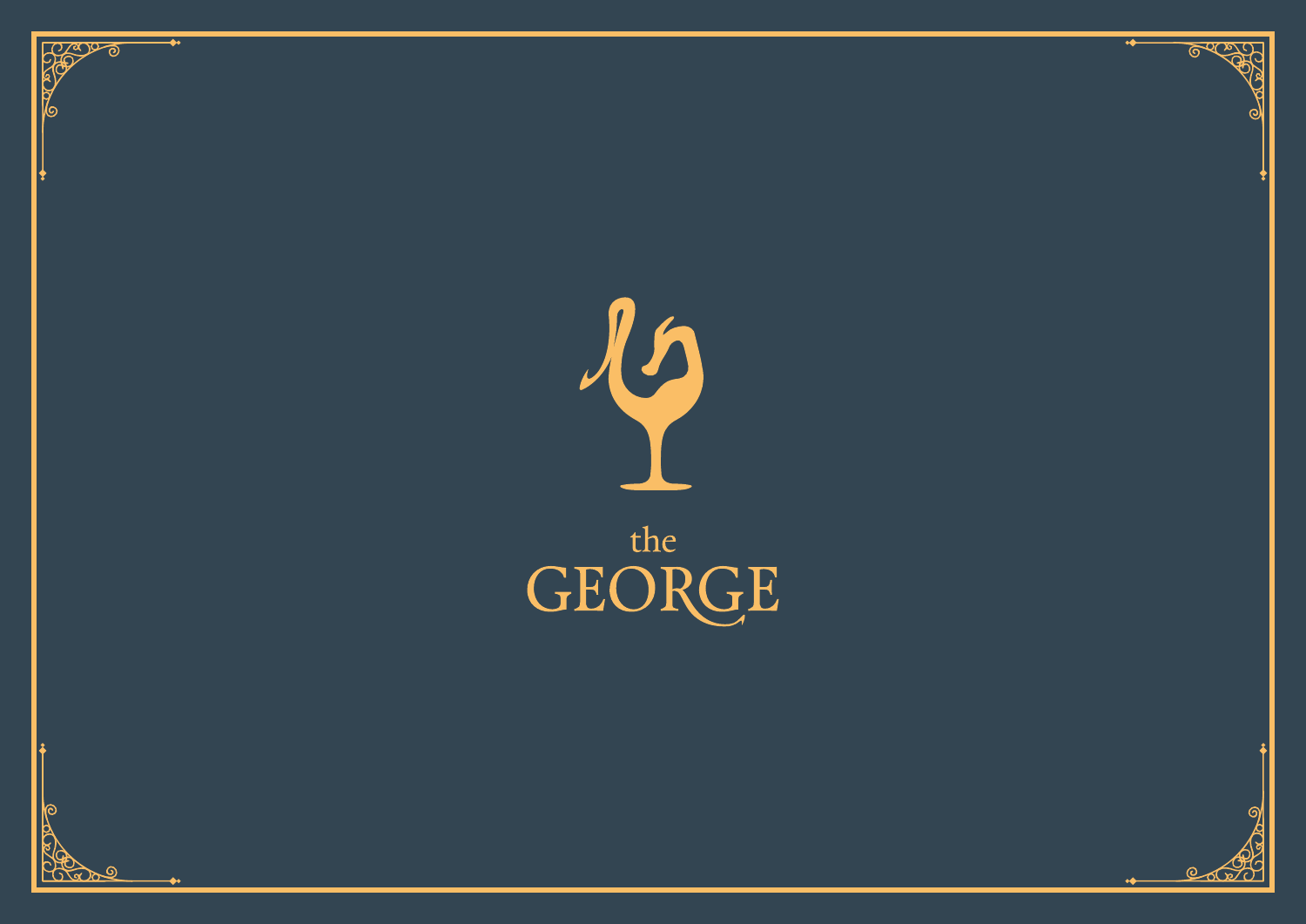the

GEORGE